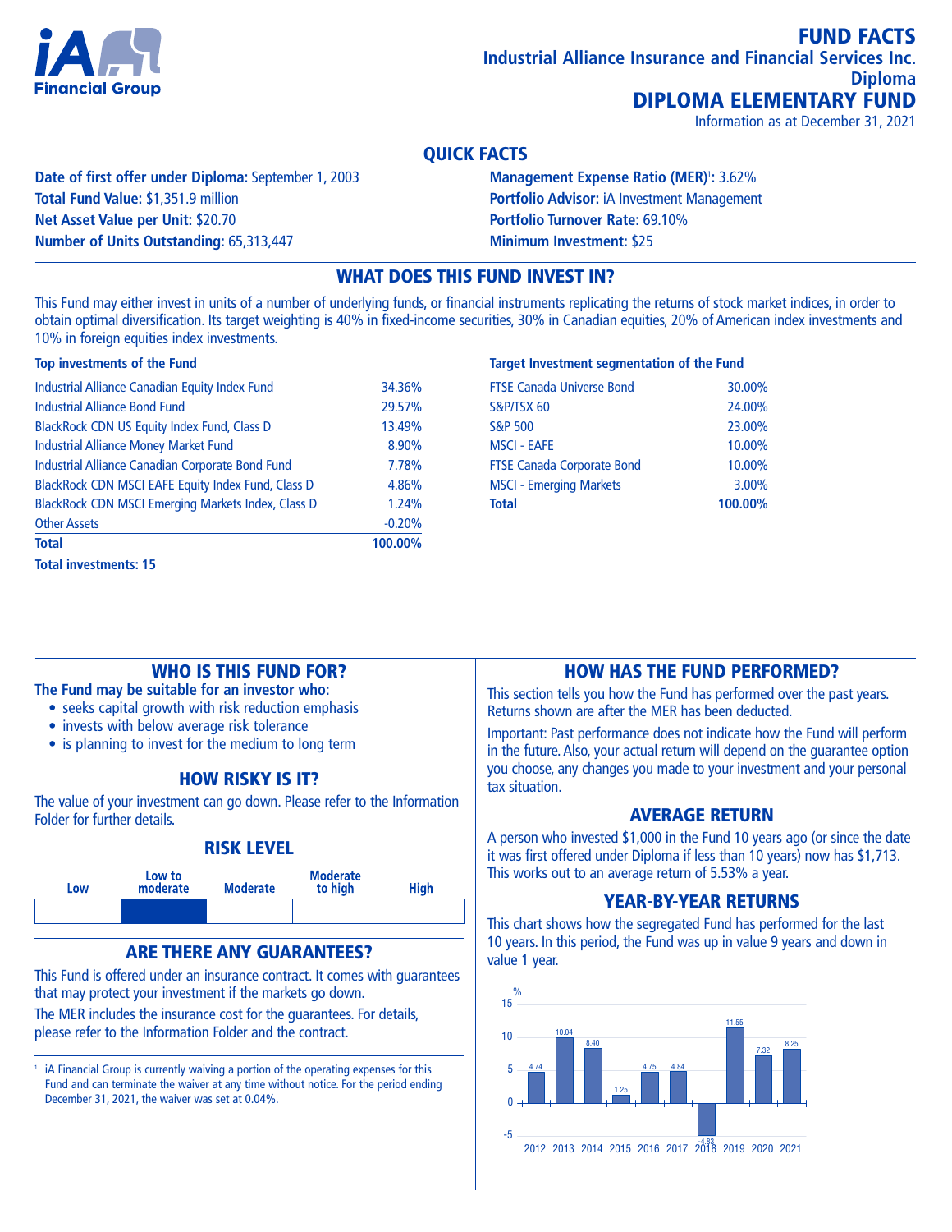# FUND FACTS

**Industrial Alliance Insurance and Financial Services Inc.**

**Diploma**

# DIPLOMA ELEMENTARY FUND

Information as at December 31, 2021

## QUICK FACTS

**Date of first offer under Diploma:** September 1, 2003
**Total Fund Value:** $1,351.9 million
**Net Asset Value per Unit:** $20.70
**Number of Units Outstanding:** 65,313,447

**Management Expense Ratio (MER)**[1]**:** 3.62%
**Portfolio Advisor:** iA Investment Management
**Portfolio Turnover Rate:** 69.10%
**Minimum Investment:** $25

## WHAT DOES THIS FUND INVEST IN?

This Fund may either invest in units of a number of underlying funds, or financial instruments replicating the returns of stock market indices, in order to obtain optimal diversification. Its target weighting is 40% in fixed-income securities, 30% in Canadian equities, 20% of American index investments and 10% in foreign equities index investments.

**Top investments of the Fund**

| Investment | % |
|---|---|
| Industrial Alliance Canadian Equity Index Fund | 34.36% |
| Industrial Alliance Bond Fund | 29.57% |
| BlackRock CDN US Equity Index Fund, Class D | 13.49% |
| Industrial Alliance Money Market Fund | 8.90% |
| Industrial Alliance Canadian Corporate Bond Fund | 7.78% |
| BlackRock CDN MSCI EAFE Equity Index Fund, Class D | 4.86% |
| BlackRock CDN MSCI Emerging Markets Index, Class D | 1.24% |
| Other Assets | -0.20% |
| **Total** | **100.00%** |

**Total investments: 15**

**Target Investment segmentation of the Fund**

| Segment | % |
|---|---|
| FTSE Canada Universe Bond | 30.00% |
| S&P/TSX 60 | 24.00% |
| S&P 500 | 23.00% |
| MSCI - EAFE | 10.00% |
| FTSE Canada Corporate Bond | 10.00% |
| MSCI - Emerging Markets | 3.00% |
| **Total** | **100.00%** |

## WHO IS THIS FUND FOR?

**The Fund may be suitable for an investor who:**

- seeks capital growth with risk reduction emphasis
- invests with below average risk tolerance
- is planning to invest for the medium to long term

## HOW RISKY IS IT?

The value of your investment can go down. Please refer to the Information Folder for further details.

### RISK LEVEL

| Low | Low to moderate | Moderate | Moderate to high | High |
|---|---|---|---|---|
| | ■ | | | |

## ARE THERE ANY GUARANTEES?

This Fund is offered under an insurance contract. It comes with guarantees that may protect your investment if the markets go down.

The MER includes the insurance cost for the guarantees. For details, please refer to the Information Folder and the contract.

[1] iA Financial Group is currently waiving a portion of the operating expenses for this Fund and can terminate the waiver at any time without notice. For the period ending December 31, 2021, the waiver was set at 0.04%.

## HOW HAS THE FUND PERFORMED?

This section tells you how the Fund has performed over the past years. Returns shown are after the MER has been deducted.

Important: Past performance does not indicate how the Fund will perform in the future. Also, your actual return will depend on the guarantee option you choose, any changes you made to your investment and your personal tax situation.

### AVERAGE RETURN

A person who invested $1,000 in the Fund 10 years ago (or since the date it was first offered under Diploma if less than 10 years) now has $1,713. This works out to an average return of 5.53% a year.

### YEAR-BY-YEAR RETURNS

This chart shows how the segregated Fund has performed for the last 10 years. In this period, the Fund was up in value 9 years and down in value 1 year.

| Year | 2012 | 2013 | 2014 | 2015 | 2016 | 2017 | 2018 | 2019 | 2020 | 2021 |
|---|---|---|---|---|---|---|---|---|---|---|
| Return (%) | 4.74 | 10.04 | 8.40 | 1.25 | 4.75 | 4.84 | -4.83 | 11.55 | 7.32 | 8.25 |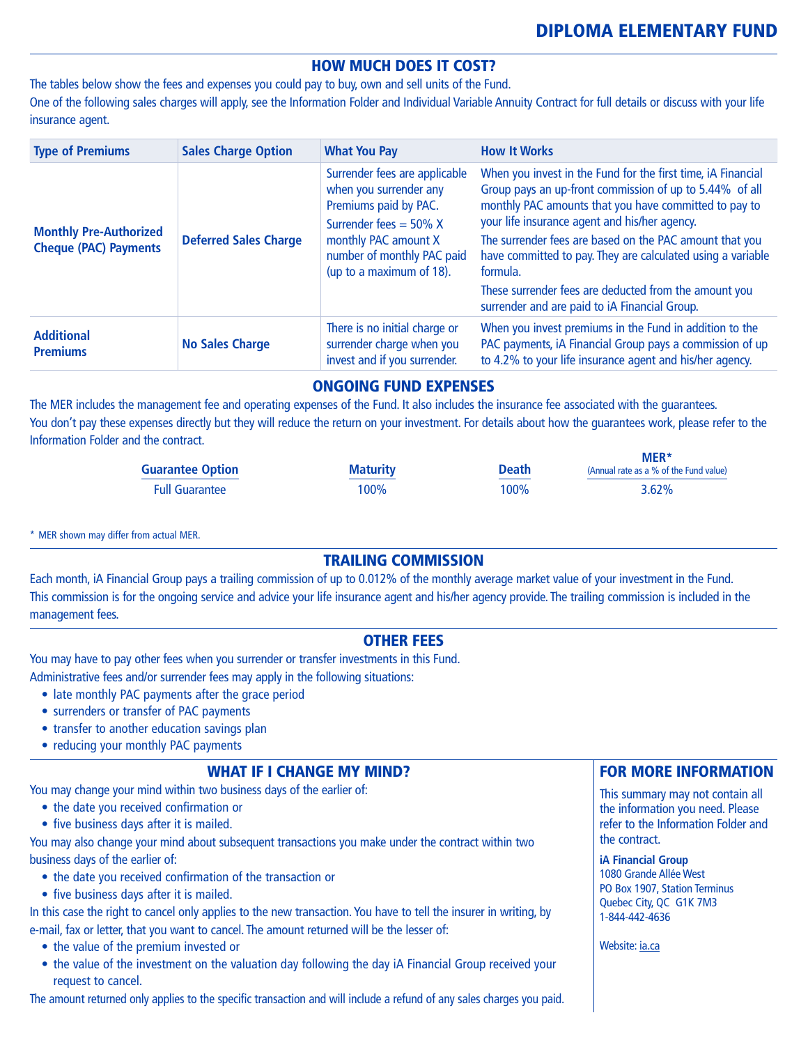# DIPLOMA ELEMENTARY FUND

## HOW MUCH DOES IT COST?

The tables below show the fees and expenses you could pay to buy, own and sell units of the Fund.

One of the following sales charges will apply, see the Information Folder and Individual Variable Annuity Contract for full details or discuss with your life insurance agent.

| Type of Premiums | Sales Charge Option | What You Pay | How It Works |
|---|---|---|---|
| **Monthly Pre-Authorized Cheque (PAC) Payments** | **Deferred Sales Charge** | Surrender fees are applicable when you surrender any Premiums paid by PAC. Surrender fees = 50% X monthly PAC amount X number of monthly PAC paid (up to a maximum of 18). | When you invest in the Fund for the first time, iA Financial Group pays an up-front commission of up to 5.44% of all monthly PAC amounts that you have committed to pay to your life insurance agent and his/her agency. The surrender fees are based on the PAC amount that you have committed to pay. They are calculated using a variable formula. These surrender fees are deducted from the amount you surrender and are paid to iA Financial Group. |
| **Additional Premiums** | **No Sales Charge** | There is no initial charge or surrender charge when you invest and if you surrender. | When you invest premiums in the Fund in addition to the PAC payments, iA Financial Group pays a commission of up to 4.2% to your life insurance agent and his/her agency. |

## ONGOING FUND EXPENSES

The MER includes the management fee and operating expenses of the Fund. It also includes the insurance fee associated with the guarantees.

You don't pay these expenses directly but they will reduce the return on your investment. For details about how the guarantees work, please refer to the Information Folder and the contract.

| Guarantee Option | Maturity | Death | MER* (Annual rate as a % of the Fund value) |
|---|---|---|---|
| Full Guarantee | 100% | 100% | 3.62% |

\* MER shown may differ from actual MER.

## TRAILING COMMISSION

Each month, iA Financial Group pays a trailing commission of up to 0.012% of the monthly average market value of your investment in the Fund. This commission is for the ongoing service and advice your life insurance agent and his/her agency provide. The trailing commission is included in the management fees.

## OTHER FEES

You may have to pay other fees when you surrender or transfer investments in this Fund.

Administrative fees and/or surrender fees may apply in the following situations:

- late monthly PAC payments after the grace period
- surrenders or transfer of PAC payments
- transfer to another education savings plan
- reducing your monthly PAC payments

## WHAT IF I CHANGE MY MIND?

You may change your mind within two business days of the earlier of:

- the date you received confirmation or
- five business days after it is mailed.

You may also change your mind about subsequent transactions you make under the contract within two business days of the earlier of:

- the date you received confirmation of the transaction or
- five business days after it is mailed.

In this case the right to cancel only applies to the new transaction. You have to tell the insurer in writing, by e-mail, fax or letter, that you want to cancel. The amount returned will be the lesser of:

- the value of the premium invested or
- the value of the investment on the valuation day following the day iA Financial Group received your request to cancel.

The amount returned only applies to the specific transaction and will include a refund of any sales charges you paid.

## FOR MORE INFORMATION

This summary may not contain all the information you need. Please refer to the Information Folder and the contract.

**iA Financial Group**
1080 Grande Allée West
PO Box 1907, Station Terminus
Quebec City, QC G1K 7M3
1-844-442-4636

Website: ia.ca